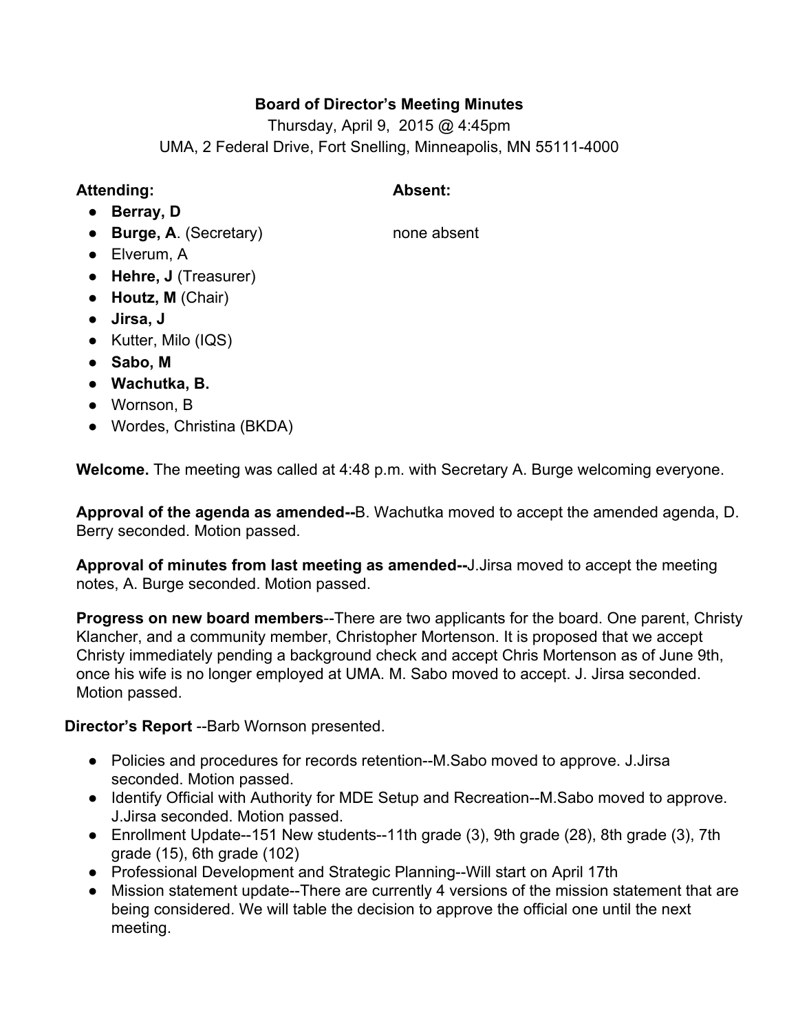**Board of Director's Meeting Minutes**

Thursday, April 9, 2015 @ 4:45pm

UMA, 2 Federal Drive, Fort Snelling, Minneapolis, MN 55111-4000

**Attending:**

- **Berray, D**
- **Burge, A**. (Secretary)
- Elverum, A
- **Hehre, J** (Treasurer)
- **Houtz, M** (Chair)
- **Jirsa, J**
- Kutter, Milo (IQS)
- **Sabo, M**
- **Wachutka, B.**
- Wornson, B
- Wordes, Christina (BKDA)

**Absent:**

none absent

**Welcome.** The meeting was called at 4:48 p.m. with Secretary A. Burge welcoming everyone.

**Approval of the agenda as amended--**B. Wachutka moved to accept the amended agenda, D. Berry seconded. Motion passed.

**Approval of minutes from last meeting as amended--**J.Jirsa moved to accept the meeting notes, A. Burge seconded. Motion passed.

**Progress on new board members**--There are two applicants for the board. One parent, Christy Klancher, and a community member, Christopher Mortenson. It is proposed that we accept Christy immediately pending a background check and accept Chris Mortenson as of June 9th, once his wife is no longer employed at UMA. M. Sabo moved to accept. J. Jirsa seconded. Motion passed.

**Director's Report** --Barb Wornson presented.

- Policies and procedures for records retention--M.Sabo moved to approve. J.Jirsa seconded. Motion passed.
- Identify Official with Authority for MDE Setup and Recreation--M.Sabo moved to approve. J.Jirsa seconded. Motion passed.
- Enrollment Update--151 New students--11th grade (3), 9th grade (28), 8th grade (3), 7th grade (15), 6th grade (102)
- Professional Development and Strategic Planning--Will start on April 17th
- Mission statement update--There are currently 4 versions of the mission statement that are being considered. We will table the decision to approve the official one until the next meeting.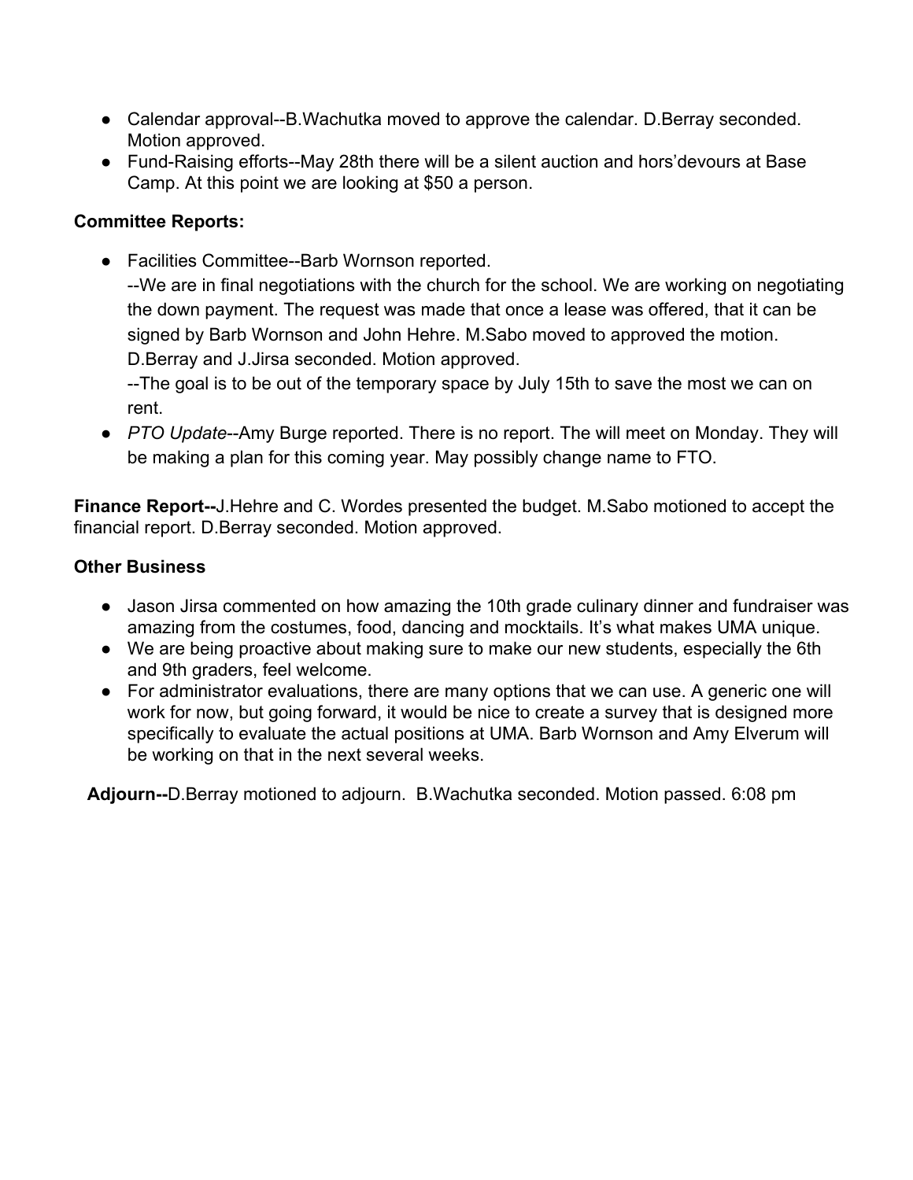- Calendar approval--B.Wachutka moved to approve the calendar. D.Berray seconded. Motion approved.
- Fund-Raising efforts--May 28th there will be a silent auction and hors'devours at Base Camp. At this point we are looking at $50 a person.

**Committee Reports:**

- Facilities Committee--Barb Wornson reported.
  --We are in final negotiations with the church for the school. We are working on negotiating the down payment. The request was made that once a lease was offered, that it can be signed by Barb Wornson and John Hehre. M.Sabo moved to approved the motion. D.Berray and J.Jirsa seconded. Motion approved.
  --The goal is to be out of the temporary space by July 15th to save the most we can on rent.
- *PTO Update*--Amy Burge reported. There is no report. The will meet on Monday. They will be making a plan for this coming year. May possibly change name to FTO.

**Finance Report--**J.Hehre and C. Wordes presented the budget. M.Sabo motioned to accept the financial report. D.Berray seconded. Motion approved.

**Other Business**

- Jason Jirsa commented on how amazing the 10th grade culinary dinner and fundraiser was amazing from the costumes, food, dancing and mocktails. It's what makes UMA unique.
- We are being proactive about making sure to make our new students, especially the 6th and 9th graders, feel welcome.
- For administrator evaluations, there are many options that we can use. A generic one will work for now, but going forward, it would be nice to create a survey that is designed more specifically to evaluate the actual positions at UMA. Barb Wornson and Amy Elverum will be working on that in the next several weeks.

**Adjourn--**D.Berray motioned to adjourn. B.Wachutka seconded. Motion passed. 6:08 pm